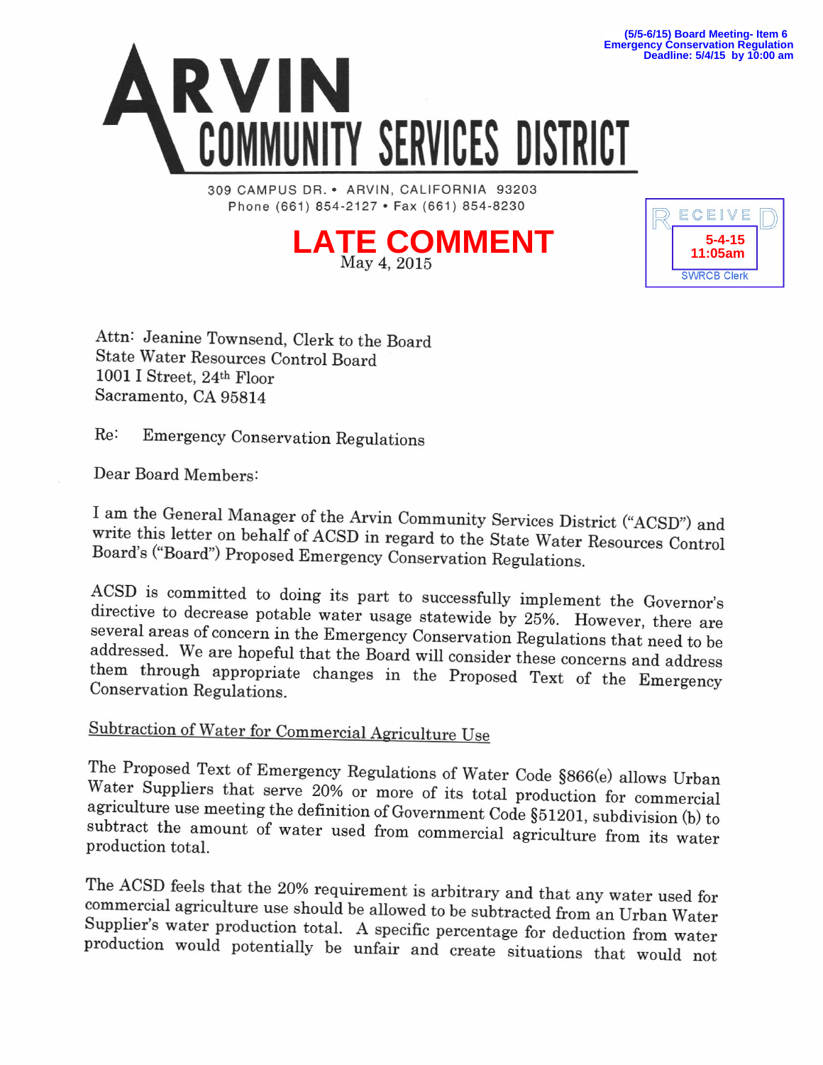(5/5-6/15) Board Meeting- Item 6
Emergency Conservation Regulation
Deadline: 5/4/15 by 10:00 am

# ARVIN COMMUNITY SERVICES DISTRICT

309 CAMPUS DR. • ARVIN, CALIFORNIA 93203
Phone (661) 854-2127 • Fax (661) 854-8230

RECEIVED
5-4-15
11:05am
SWRCB Clerk

**LATE COMMENT**

May 4, 2015

Attn: Jeanine Townsend, Clerk to the Board
State Water Resources Control Board
1001 I Street, 24th Floor
Sacramento, CA 95814

Re: Emergency Conservation Regulations

Dear Board Members:

I am the General Manager of the Arvin Community Services District ("ACSD") and write this letter on behalf of ACSD in regard to the State Water Resources Control Board's ("Board") Proposed Emergency Conservation Regulations.

ACSD is committed to doing its part to successfully implement the Governor's directive to decrease potable water usage statewide by 25%. However, there are several areas of concern in the Emergency Conservation Regulations that need to be addressed. We are hopeful that the Board will consider these concerns and address them through appropriate changes in the Proposed Text of the Emergency Conservation Regulations.

<u>Subtraction of Water for Commercial Agriculture Use</u>

The Proposed Text of Emergency Regulations of Water Code §866(e) allows Urban Water Suppliers that serve 20% or more of its total production for commercial agriculture use meeting the definition of Government Code §51201, subdivision (b) to subtract the amount of water used from commercial agriculture from its water production total.

The ACSD feels that the 20% requirement is arbitrary and that any water used for commercial agriculture use should be allowed to be subtracted from an Urban Water Supplier's water production total. A specific percentage for deduction from water production would potentially be unfair and create situations that would not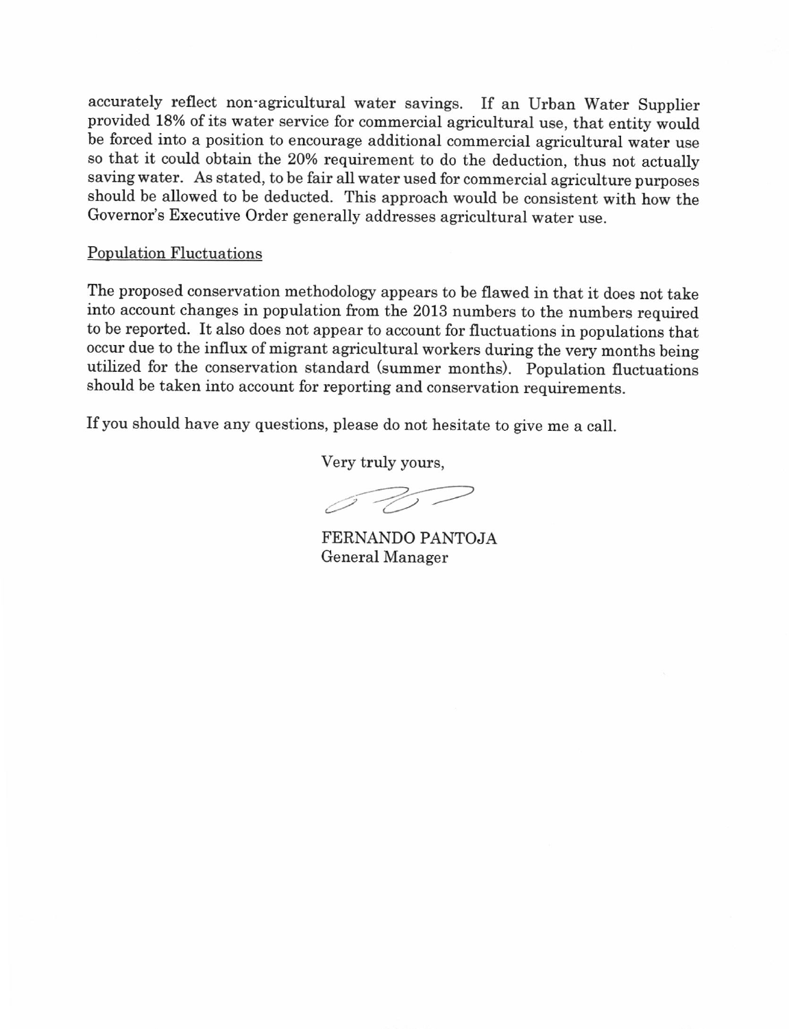accurately reflect non-agricultural water savings. If an Urban Water Supplier provided 18% of its water service for commercial agricultural use, that entity would be forced into a position to encourage additional commercial agricultural water use so that it could obtain the 20% requirement to do the deduction, thus not actually saving water. As stated, to be fair all water used for commercial agriculture purposes should be allowed to be deducted. This approach would be consistent with how the Governor's Executive Order generally addresses agricultural water use.

Population Fluctuations

The proposed conservation methodology appears to be flawed in that it does not take into account changes in population from the 2013 numbers to the numbers required to be reported. It also does not appear to account for fluctuations in populations that occur due to the influx of migrant agricultural workers during the very months being utilized for the conservation standard (summer months). Population fluctuations should be taken into account for reporting and conservation requirements.

If you should have any questions, please do not hesitate to give me a call.

Very truly yours,

FERNANDO PANTOJA
General Manager